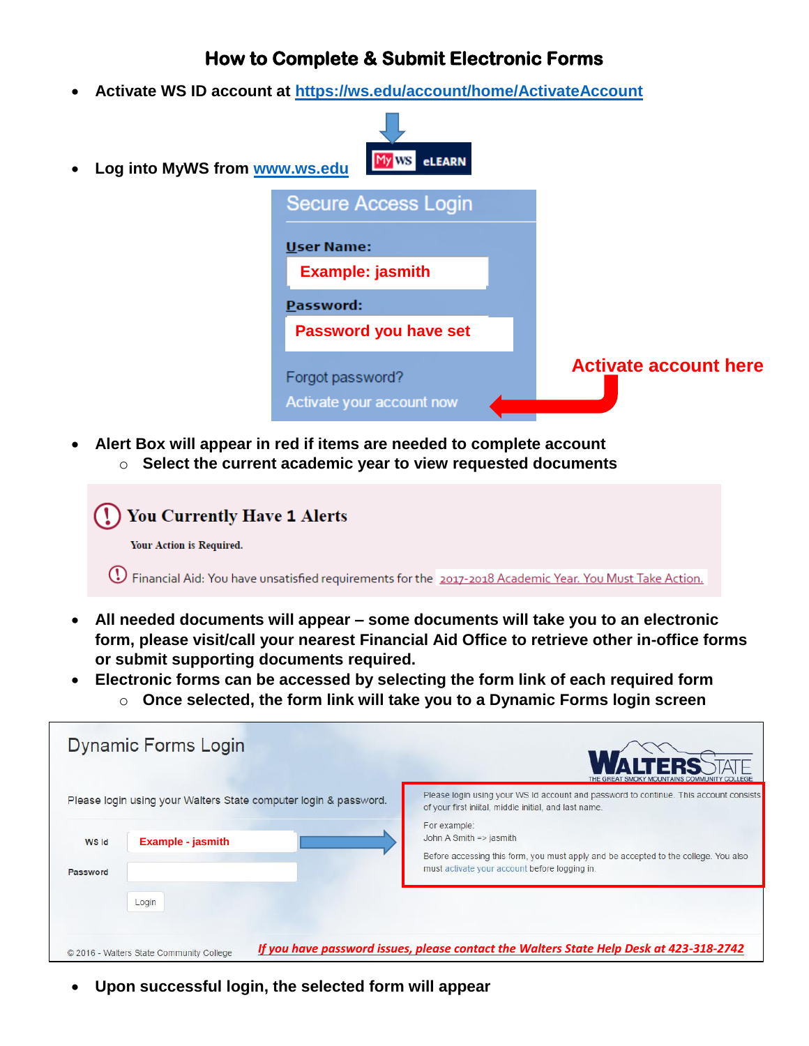# How to Complete & Submit Electronic Forms

- Activate WS ID account at https://ws.edu/account/home/ActivateAccount
- Log into MyWS from www.ws.edu

My WS eLEARN

Secure Access Login

User Name:

Example: jasmith

Password:

Password you have set

Forgot password?

Activate your account now

Activate account here

- Alert Box will appear in red if items are needed to complete account
  - Select the current academic year to view requested documents

**You Currently Have 1 Alerts**

Your Action is Required.

Financial Aid: You have unsatisfied requirements for the 2017-2018 Academic Year. You Must Take Action.

- All needed documents will appear – some documents will take you to an electronic form, please visit/call your nearest Financial Aid Office to retrieve other in-office forms or submit supporting documents required.
- Electronic forms can be accessed by selecting the form link of each required form
  - Once selected, the form link will take you to a Dynamic Forms login screen

Dynamic Forms Login

WALTERS STATE — THE GREAT SMOKY MOUNTAINS COMMUNITY COLLEGE

Please login using your Walters State computer login & password.

WS Id: Example - jasmith

Password

Login

Please login using your WS Id account and password to continue. This account consists of your first initial, middle initial, and last name.

For example:
John A Smith => jasmith

Before accessing this form, you must apply and be accepted to the college. You also must activate your account before logging in.

© 2016 - Walters State Community College

*If you have password issues, please contact the Walters State Help Desk at 423-318-2742*

- Upon successful login, the selected form will appear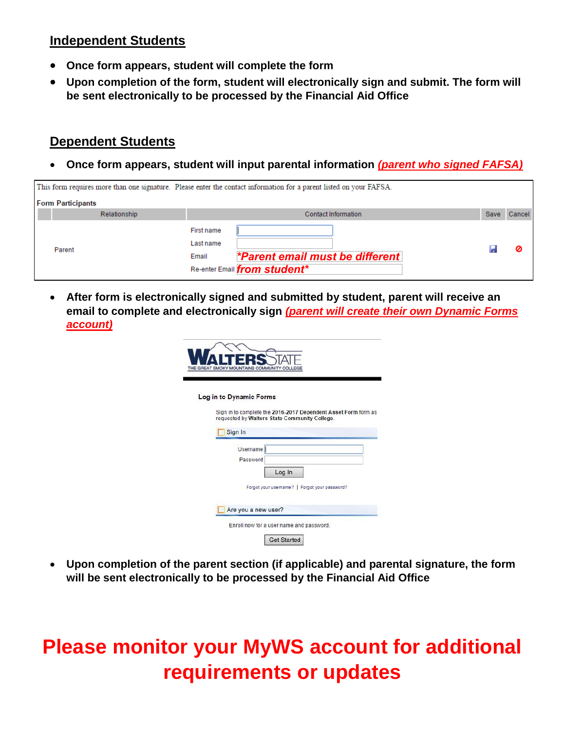## Independent Students

- **Once form appears, student will complete the form**
- **Upon completion of the form, student will electronically sign and submit. The form will be sent electronically to be processed by the Financial Aid Office**

## Dependent Students

- **Once form appears, student will input parental information *(parent who signed FAFSA)***

This form requires more than one signature. Please enter the contact information for a parent listed on your FAFSA.

**Form Participants**

| Relationship | Contact Information | Save | Cancel |
|---|---|---|---|
| Parent | First name<br>Last name<br>Email<br>Re-enter Email | | |

***Parent email must be different from student****

- **After form is electronically signed and submitted by student, parent will receive an email to complete and electronically sign *(parent will create their own Dynamic Forms account)***

WALTERS STATE
THE GREAT SMOKY MOUNTAINS COMMUNITY COLLEGE

Log in to Dynamic Forms

Sign in to complete the 2016-2017 Dependent Asset Form form as requested by Walters State Community College.

Sign In

Username
Password
Log In

Forgot your username? | Forgot your password?

Are you a new user?

Enroll now for a user name and password.

Get Started

- **Upon completion of the parent section (if applicable) and parental signature, the form will be sent electronically to be processed by the Financial Aid Office**

# Please monitor your MyWS account for additional requirements or updates